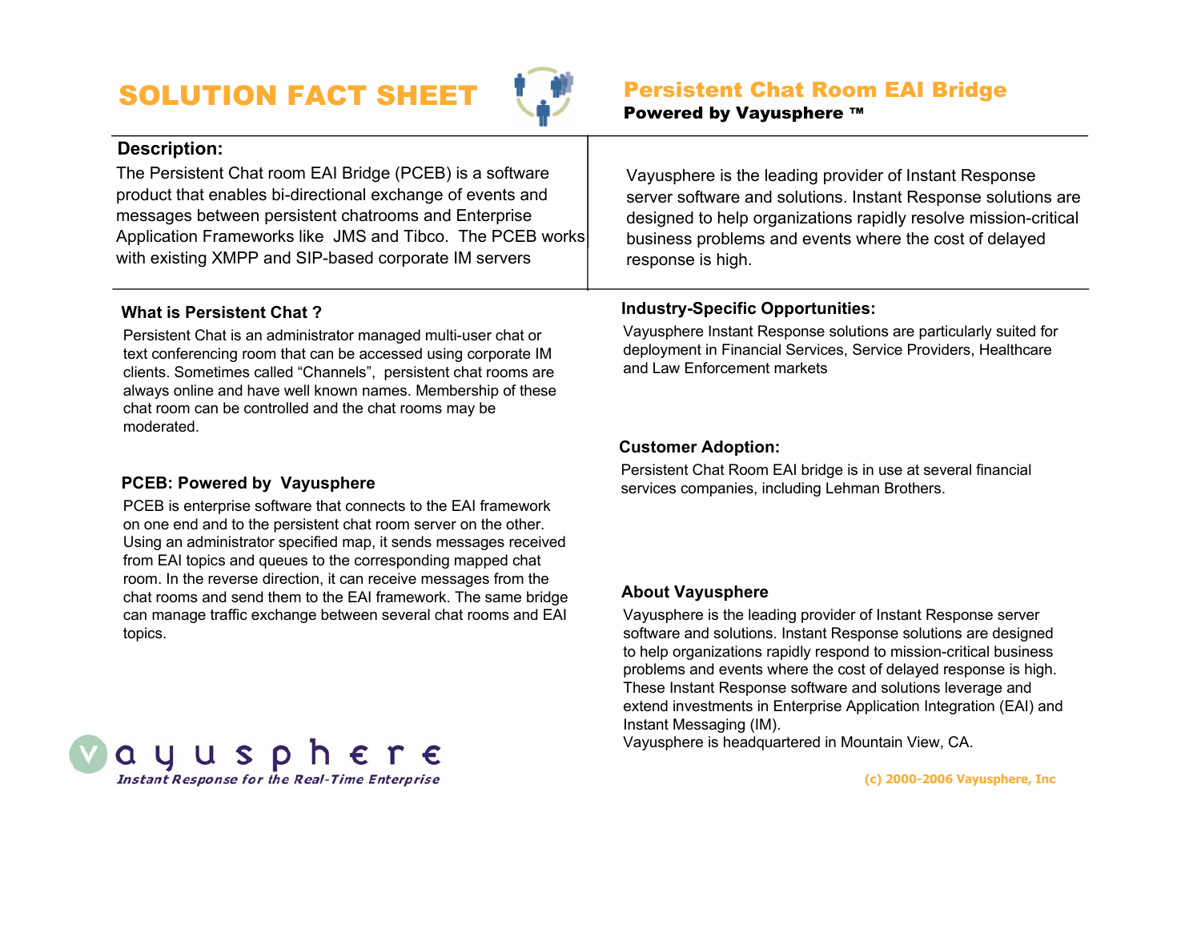# SOLUTION FACT SHEET

## Persistent Chat Room EAI Bridge

**Powered by Vayusphere ™**

### Description:

The Persistent Chat room EAI Bridge (PCEB) is a software product that enables bi-directional exchange of events and messages between persistent chatrooms and Enterprise Application Frameworks like JMS and Tibco. The PCEB works with existing XMPP and SIP-based corporate IM servers

Vayusphere is the leading provider of Instant Response server software and solutions. Instant Response solutions are designed to help organizations rapidly resolve mission-critical business problems and events where the cost of delayed response is high.

### What is Persistent Chat ?

Persistent Chat is an administrator managed multi-user chat or text conferencing room that can be accessed using corporate IM clients. Sometimes called "Channels", persistent chat rooms are always online and have well known names. Membership of these chat room can be controlled and the chat rooms may be moderated.

### PCEB: Powered by Vayusphere

PCEB is enterprise software that connects to the EAI framework on one end and to the persistent chat room server on the other. Using an administrator specified map, it sends messages received from EAI topics and queues to the corresponding mapped chat room. In the reverse direction, it can receive messages from the chat rooms and send them to the EAI framework. The same bridge can manage traffic exchange between several chat rooms and EAI topics.

### Industry-Specific Opportunities:

Vayusphere Instant Response solutions are particularly suited for deployment in Financial Services, Service Providers, Healthcare and Law Enforcement markets

### Customer Adoption:

Persistent Chat Room EAI bridge is in use at several financial services companies, including Lehman Brothers.

### About Vayusphere

Vayusphere is the leading provider of Instant Response server software and solutions. Instant Response solutions are designed to help organizations rapidly respond to mission-critical business problems and events where the cost of delayed response is high. These Instant Response software and solutions leverage and extend investments in Enterprise Application Integration (EAI) and Instant Messaging (IM).
Vayusphere is headquartered in Mountain View, CA.

vayusphere

*Instant Response for the Real-Time Enterprise*

(c) 2000-2006 Vayusphere, Inc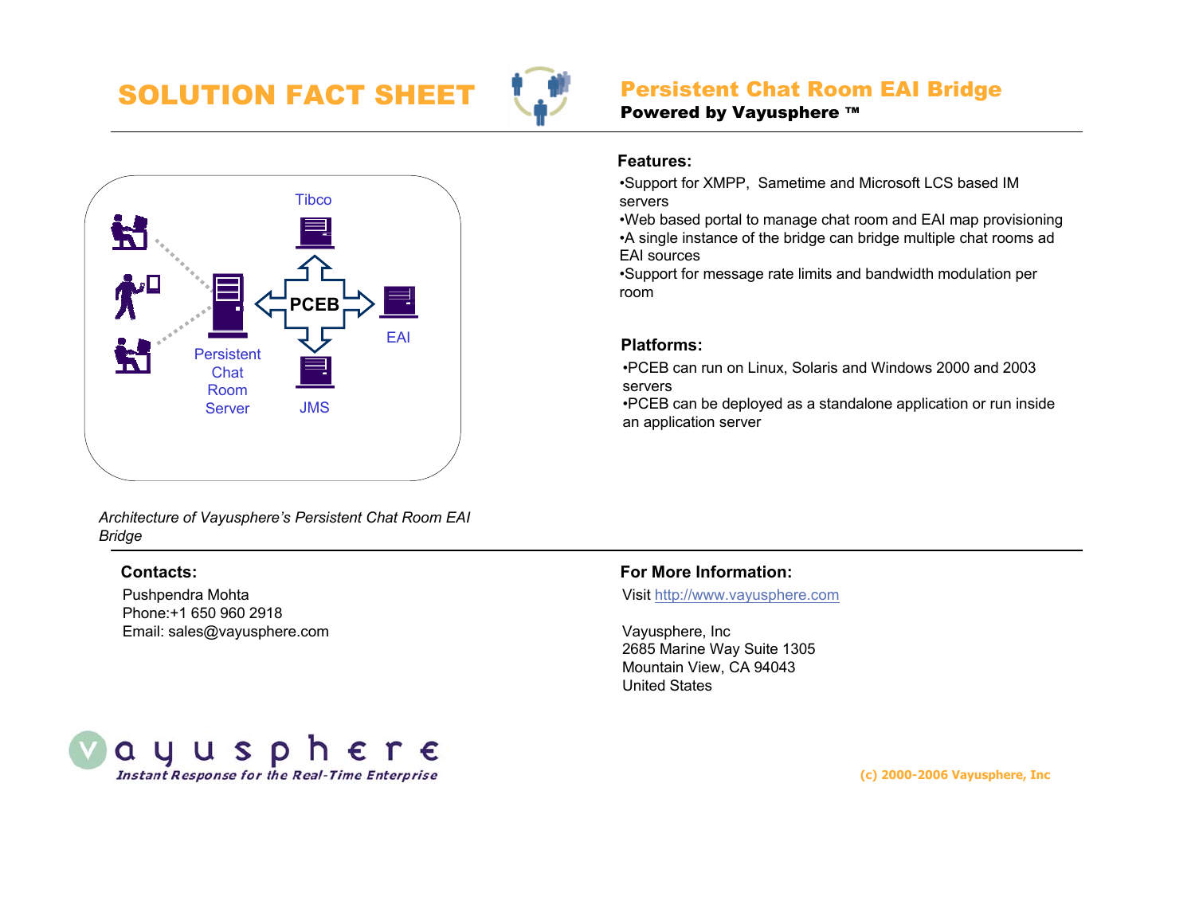# SOLUTION FACT SHEET

## Persistent Chat Room EAI Bridge

**Powered by Vayusphere ™**

Tibco

PCEB

EAI

JMS

Persistent Chat Room Server

*Architecture of Vayusphere's Persistent Chat Room EAI Bridge*

**Features:**

- Support for XMPP, Sametime and Microsoft LCS based IM servers
- Web based portal to manage chat room and EAI map provisioning
- A single instance of the bridge can bridge multiple chat rooms ad EAI sources
- Support for message rate limits and bandwidth modulation per room

**Platforms:**

- PCEB can run on Linux, Solaris and Windows 2000 and 2003 servers
- PCEB can be deployed as a standalone application or run inside an application server

**Contacts:**

Pushpendra Mohta
Phone:+1 650 960 2918
Email: sales@vayusphere.com

**For More Information:**

Visit http://www.vayusphere.com

Vayusphere, Inc
2685 Marine Way Suite 1305
Mountain View, CA 94043
United States

vayusphere
*Instant Response for the Real-Time Enterprise*

(c) 2000-2006 Vayusphere, Inc